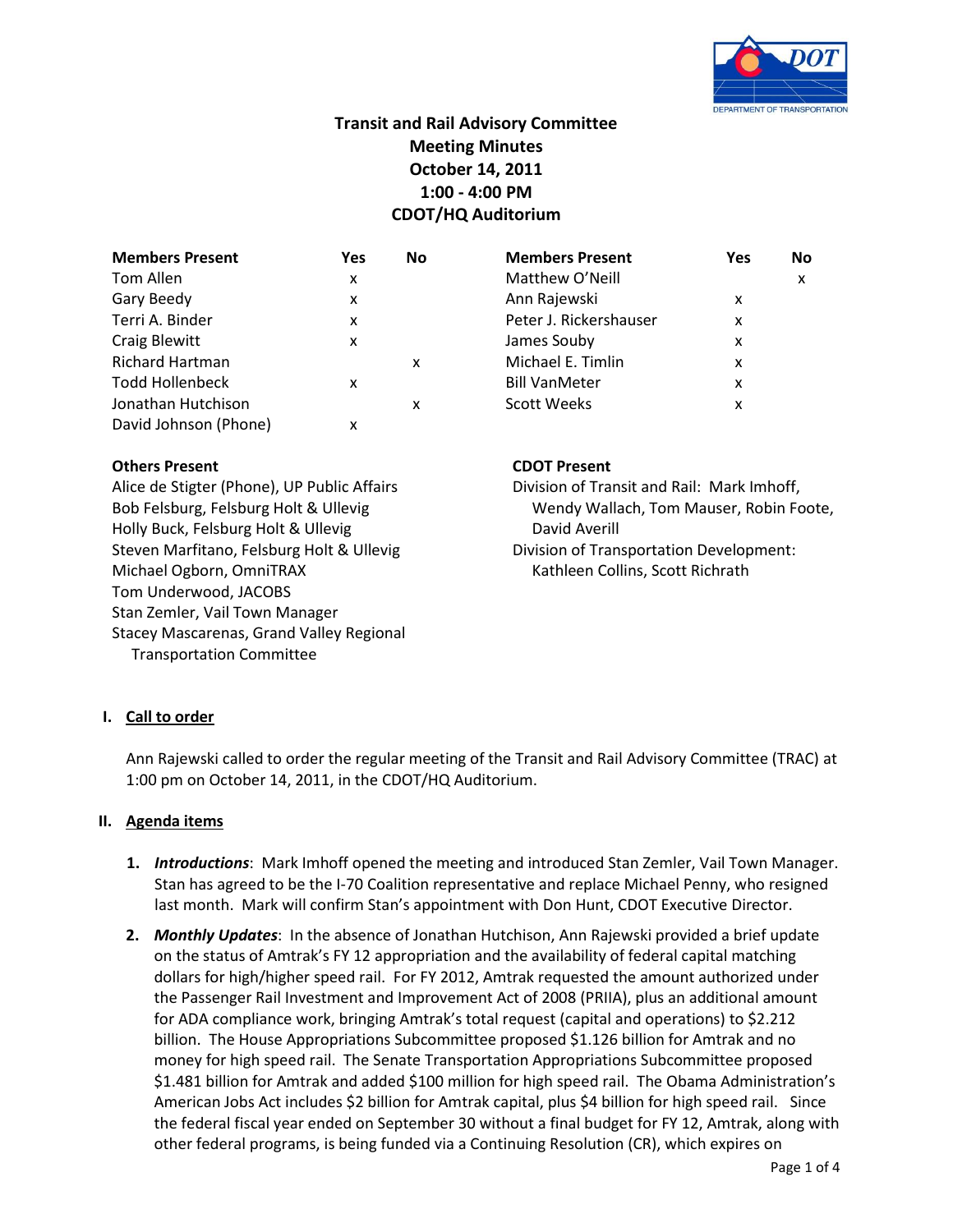# Transit and Rail Advisory Committee
## Meeting Minutes
### October 14, 2011
### 1:00 - 4:00 PM
### CDOT/HQ Auditorium

| Members Present | Yes | No | Members Present | Yes | No |
|---|---|---|---|---|---|
| Tom Allen | x | | Matthew O'Neill | | x |
| Gary Beedy | x | | Ann Rajewski | x | |
| Terri A. Binder | x | | Peter J. Rickershauser | x | |
| Craig Blewitt | x | | James Souby | x | |
| Richard Hartman | | x | Michael E. Timlin | x | |
| Todd Hollenbeck | x | | Bill VanMeter | x | |
| Jonathan Hutchison | | x | Scott Weeks | x | |
| David Johnson (Phone) | x | | | | |

**Others Present**

Alice de Stigter (Phone), UP Public Affairs
Bob Felsburg, Felsburg Holt & Ullevig
Holly Buck, Felsburg Holt & Ullevig
Steven Marfitano, Felsburg Holt & Ullevig
Michael Ogborn, OmniTRAX
Tom Underwood, JACOBS
Stan Zemler, Vail Town Manager
Stacey Mascarenas, Grand Valley Regional Transportation Committee

**CDOT Present**

Division of Transit and Rail: Mark Imhoff, Wendy Wallach, Tom Mauser, Robin Foote, David Averill
Division of Transportation Development: Kathleen Collins, Scott Richrath

## I. Call to order

Ann Rajewski called to order the regular meeting of the Transit and Rail Advisory Committee (TRAC) at 1:00 pm on October 14, 2011, in the CDOT/HQ Auditorium.

## II. Agenda items

1. ***Introductions***: Mark Imhoff opened the meeting and introduced Stan Zemler, Vail Town Manager. Stan has agreed to be the I-70 Coalition representative and replace Michael Penny, who resigned last month. Mark will confirm Stan's appointment with Don Hunt, CDOT Executive Director.

2. ***Monthly Updates***: In the absence of Jonathan Hutchison, Ann Rajewski provided a brief update on the status of Amtrak's FY 12 appropriation and the availability of federal capital matching dollars for high/higher speed rail. For FY 2012, Amtrak requested the amount authorized under the Passenger Rail Investment and Improvement Act of 2008 (PRIIA), plus an additional amount for ADA compliance work, bringing Amtrak's total request (capital and operations) to $2.212 billion. The House Appropriations Subcommittee proposed $1.126 billion for Amtrak and no money for high speed rail. The Senate Transportation Appropriations Subcommittee proposed $1.481 billion for Amtrak and added $100 million for high speed rail. The Obama Administration's American Jobs Act includes $2 billion for Amtrak capital, plus $4 billion for high speed rail. Since the federal fiscal year ended on September 30 without a final budget for FY 12, Amtrak, along with other federal programs, is being funded via a Continuing Resolution (CR), which expires on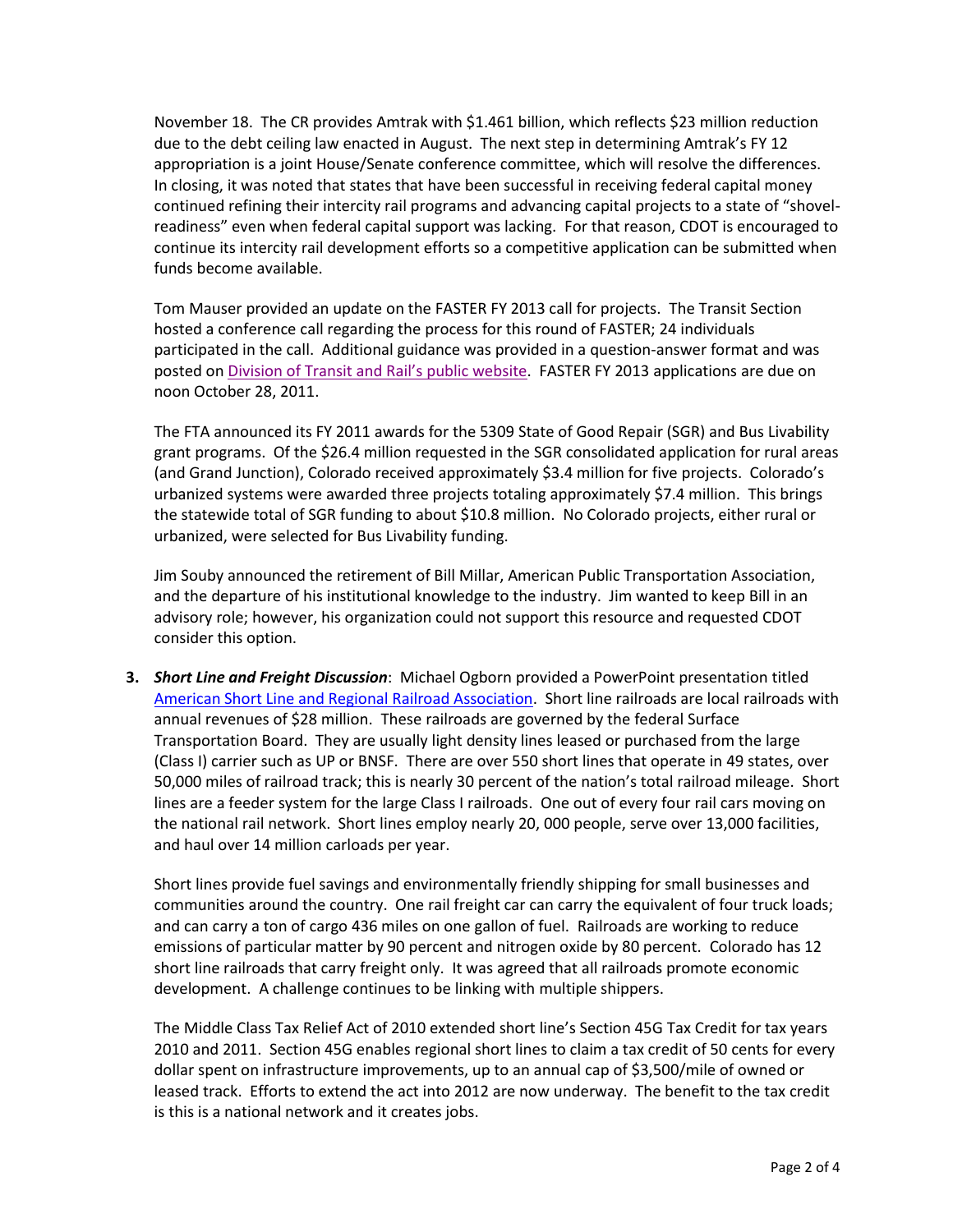November 18. The CR provides Amtrak with $1.461 billion, which reflects $23 million reduction due to the debt ceiling law enacted in August. The next step in determining Amtrak's FY 12 appropriation is a joint House/Senate conference committee, which will resolve the differences. In closing, it was noted that states that have been successful in receiving federal capital money continued refining their intercity rail programs and advancing capital projects to a state of "shovel-readiness" even when federal capital support was lacking. For that reason, CDOT is encouraged to continue its intercity rail development efforts so a competitive application can be submitted when funds become available.

Tom Mauser provided an update on the FASTER FY 2013 call for projects. The Transit Section hosted a conference call regarding the process for this round of FASTER; 24 individuals participated in the call. Additional guidance was provided in a question-answer format and was posted on Division of Transit and Rail's public website. FASTER FY 2013 applications are due on noon October 28, 2011.

The FTA announced its FY 2011 awards for the 5309 State of Good Repair (SGR) and Bus Livability grant programs. Of the $26.4 million requested in the SGR consolidated application for rural areas (and Grand Junction), Colorado received approximately $3.4 million for five projects. Colorado's urbanized systems were awarded three projects totaling approximately $7.4 million. This brings the statewide total of SGR funding to about $10.8 million. No Colorado projects, either rural or urbanized, were selected for Bus Livability funding.

Jim Souby announced the retirement of Bill Millar, American Public Transportation Association, and the departure of his institutional knowledge to the industry. Jim wanted to keep Bill in an advisory role; however, his organization could not support this resource and requested CDOT consider this option.

3. ***Short Line and Freight Discussion***: Michael Ogborn provided a PowerPoint presentation titled American Short Line and Regional Railroad Association. Short line railroads are local railroads with annual revenues of $28 million. These railroads are governed by the federal Surface Transportation Board. They are usually light density lines leased or purchased from the large (Class I) carrier such as UP or BNSF. There are over 550 short lines that operate in 49 states, over 50,000 miles of railroad track; this is nearly 30 percent of the nation's total railroad mileage. Short lines are a feeder system for the large Class I railroads. One out of every four rail cars moving on the national rail network. Short lines employ nearly 20, 000 people, serve over 13,000 facilities, and haul over 14 million carloads per year.

   Short lines provide fuel savings and environmentally friendly shipping for small businesses and communities around the country. One rail freight car can carry the equivalent of four truck loads; and can carry a ton of cargo 436 miles on one gallon of fuel. Railroads are working to reduce emissions of particular matter by 90 percent and nitrogen oxide by 80 percent. Colorado has 12 short line railroads that carry freight only. It was agreed that all railroads promote economic development. A challenge continues to be linking with multiple shippers.

   The Middle Class Tax Relief Act of 2010 extended short line's Section 45G Tax Credit for tax years 2010 and 2011. Section 45G enables regional short lines to claim a tax credit of 50 cents for every dollar spent on infrastructure improvements, up to an annual cap of $3,500/mile of owned or leased track. Efforts to extend the act into 2012 are now underway. The benefit to the tax credit is this is a national network and it creates jobs.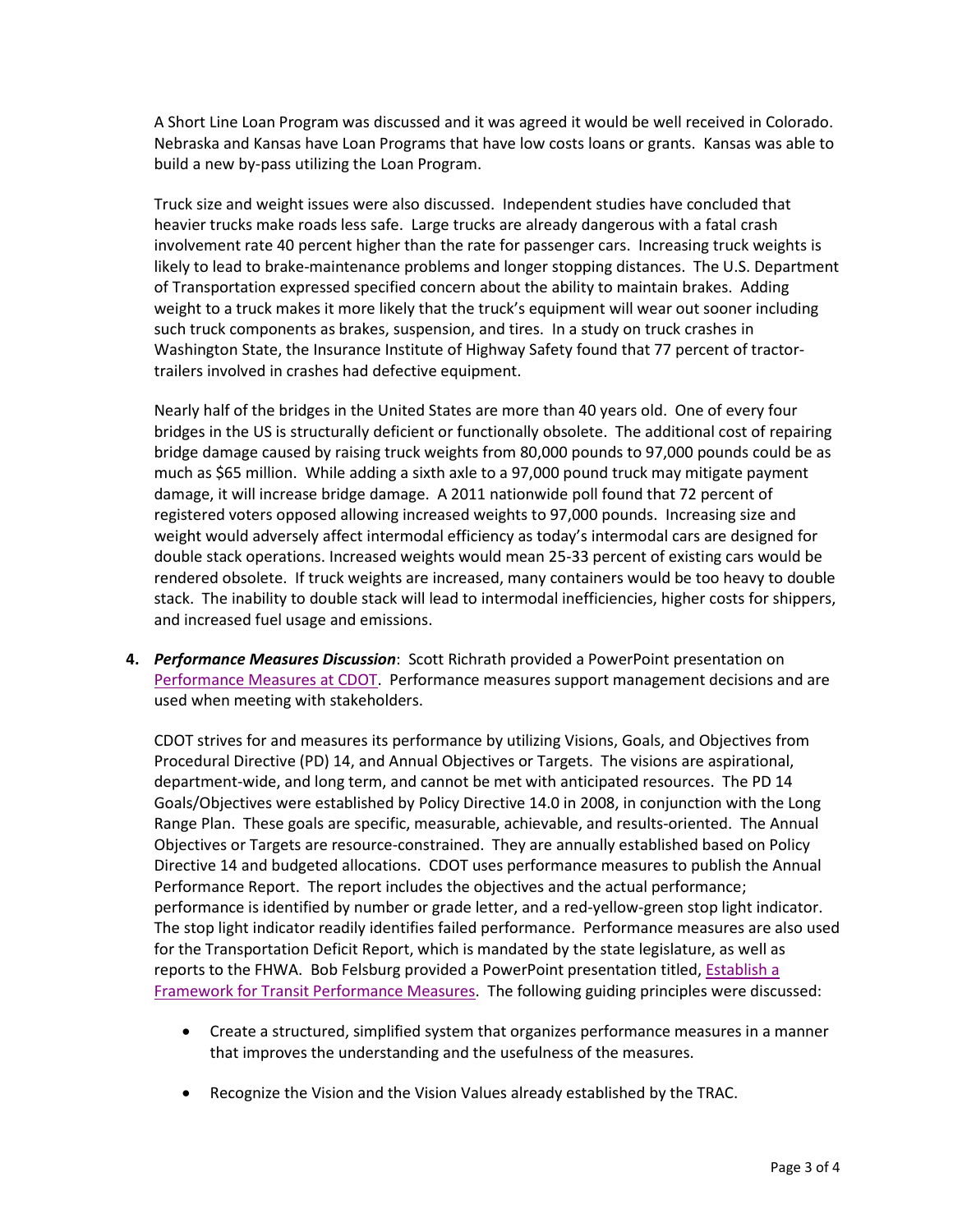A Short Line Loan Program was discussed and it was agreed it would be well received in Colorado. Nebraska and Kansas have Loan Programs that have low costs loans or grants. Kansas was able to build a new by-pass utilizing the Loan Program.

Truck size and weight issues were also discussed. Independent studies have concluded that heavier trucks make roads less safe. Large trucks are already dangerous with a fatal crash involvement rate 40 percent higher than the rate for passenger cars. Increasing truck weights is likely to lead to brake-maintenance problems and longer stopping distances. The U.S. Department of Transportation expressed specified concern about the ability to maintain brakes. Adding weight to a truck makes it more likely that the truck's equipment will wear out sooner including such truck components as brakes, suspension, and tires. In a study on truck crashes in Washington State, the Insurance Institute of Highway Safety found that 77 percent of tractor-trailers involved in crashes had defective equipment.

Nearly half of the bridges in the United States are more than 40 years old. One of every four bridges in the US is structurally deficient or functionally obsolete. The additional cost of repairing bridge damage caused by raising truck weights from 80,000 pounds to 97,000 pounds could be as much as $65 million. While adding a sixth axle to a 97,000 pound truck may mitigate payment damage, it will increase bridge damage. A 2011 nationwide poll found that 72 percent of registered voters opposed allowing increased weights to 97,000 pounds. Increasing size and weight would adversely affect intermodal efficiency as today's intermodal cars are designed for double stack operations. Increased weights would mean 25-33 percent of existing cars would be rendered obsolete. If truck weights are increased, many containers would be too heavy to double stack. The inability to double stack will lead to intermodal inefficiencies, higher costs for shippers, and increased fuel usage and emissions.

4. ***Performance Measures Discussion***: Scott Richrath provided a PowerPoint presentation on Performance Measures at CDOT. Performance measures support management decisions and are used when meeting with stakeholders.

   CDOT strives for and measures its performance by utilizing Visions, Goals, and Objectives from Procedural Directive (PD) 14, and Annual Objectives or Targets. The visions are aspirational, department-wide, and long term, and cannot be met with anticipated resources. The PD 14 Goals/Objectives were established by Policy Directive 14.0 in 2008, in conjunction with the Long Range Plan. These goals are specific, measurable, achievable, and results-oriented. The Annual Objectives or Targets are resource-constrained. They are annually established based on Policy Directive 14 and budgeted allocations. CDOT uses performance measures to publish the Annual Performance Report. The report includes the objectives and the actual performance; performance is identified by number or grade letter, and a red-yellow-green stop light indicator. The stop light indicator readily identifies failed performance. Performance measures are also used for the Transportation Deficit Report, which is mandated by the state legislature, as well as reports to the FHWA. Bob Felsburg provided a PowerPoint presentation titled, Establish a Framework for Transit Performance Measures. The following guiding principles were discussed:

   - Create a structured, simplified system that organizes performance measures in a manner that improves the understanding and the usefulness of the measures.
   - Recognize the Vision and the Vision Values already established by the TRAC.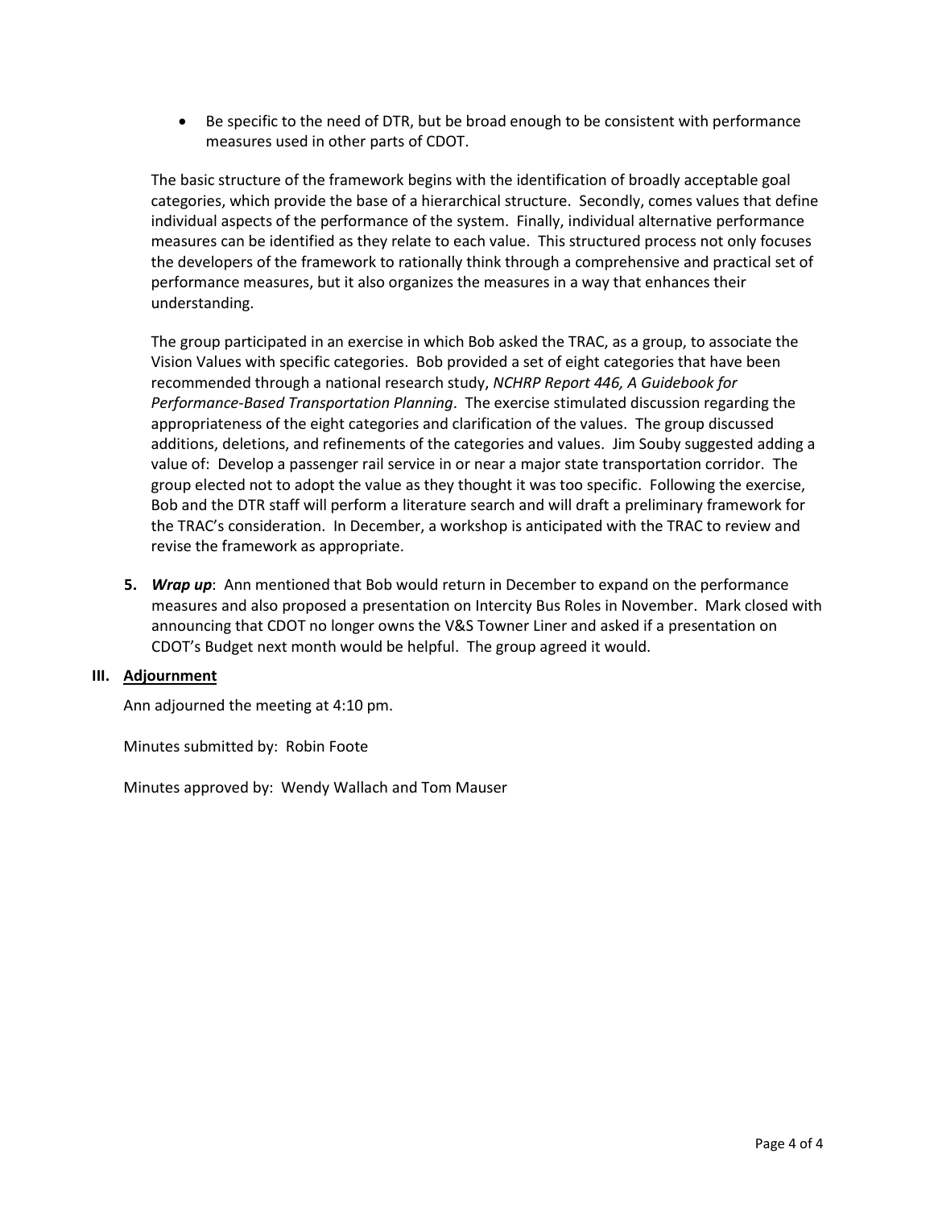- Be specific to the need of DTR, but be broad enough to be consistent with performance measures used in other parts of CDOT.

The basic structure of the framework begins with the identification of broadly acceptable goal categories, which provide the base of a hierarchical structure. Secondly, comes values that define individual aspects of the performance of the system. Finally, individual alternative performance measures can be identified as they relate to each value. This structured process not only focuses the developers of the framework to rationally think through a comprehensive and practical set of performance measures, but it also organizes the measures in a way that enhances their understanding.

The group participated in an exercise in which Bob asked the TRAC, as a group, to associate the Vision Values with specific categories. Bob provided a set of eight categories that have been recommended through a national research study, *NCHRP Report 446, A Guidebook for Performance-Based Transportation Planning*. The exercise stimulated discussion regarding the appropriateness of the eight categories and clarification of the values. The group discussed additions, deletions, and refinements of the categories and values. Jim Souby suggested adding a value of: Develop a passenger rail service in or near a major state transportation corridor. The group elected not to adopt the value as they thought it was too specific. Following the exercise, Bob and the DTR staff will perform a literature search and will draft a preliminary framework for the TRAC's consideration. In December, a workshop is anticipated with the TRAC to review and revise the framework as appropriate.

5. ***Wrap up***: Ann mentioned that Bob would return in December to expand on the performance measures and also proposed a presentation on Intercity Bus Roles in November. Mark closed with announcing that CDOT no longer owns the V&S Towner Liner and asked if a presentation on CDOT's Budget next month would be helpful. The group agreed it would.

## III. <u>Adjournment</u>

Ann adjourned the meeting at 4:10 pm.

Minutes submitted by: Robin Foote

Minutes approved by: Wendy Wallach and Tom Mauser